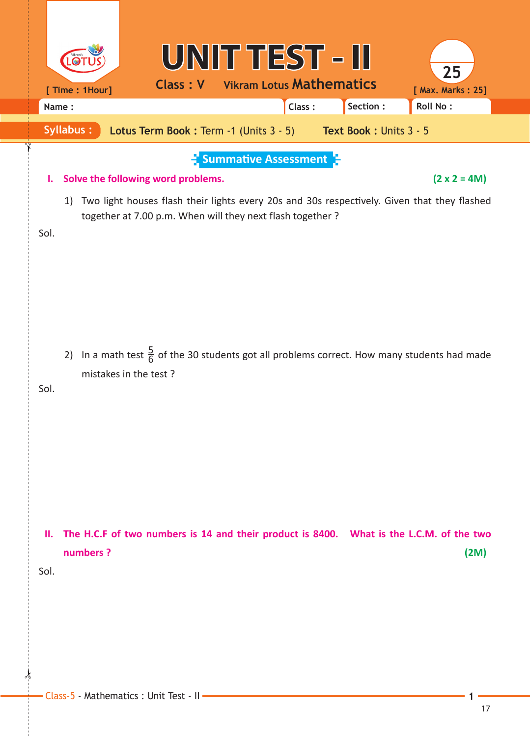# UNIT TEST - II

Class : V  Vikram Lotus **Mathematics**

[ Time : 1Hour]  [ Max. Marks : 25]

| Name : | Class : | Section : | Roll No : |
|---|---|---|---|

**Syllabus :** **Lotus Term Book :** Term -1 (Units 3 - 5)  **Text Book :** Units 3 - 5

## Summative Assessment

**I. Solve the following word problems.** **(2 x 2 = 4M)**

1) Two light houses flash their lights every 20s and 30s respectively. Given that they flashed together at 7.00 p.m. When will they next flash together ?

Sol.

2) In a math test $\frac{5}{6}$ of the 30 students got all problems correct. How many students had made mistakes in the test ?

Sol.

**II. The H.C.F of two numbers is 14 and their product is 8400. What is the L.C.M. of the two numbers ?** **(2M)**

Sol.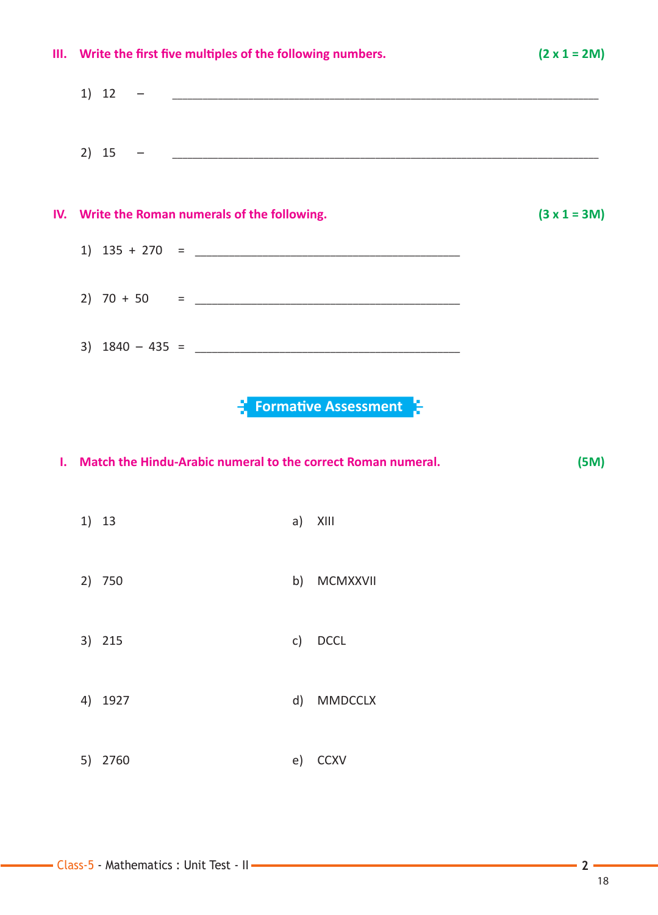### III. Write the first five multiples of the following numbers. (2 x 1 = 2M)

1) 12 – ______________________________

2) 15 – ______________________________

### IV. Write the Roman numerals of the following. (3 x 1 = 3M)

1) 135 + 270 = ______________________________

2) 70 + 50 = ______________________________

3) 1840 – 435 = ______________________________

## Formative Assessment

### I. Match the Hindu-Arabic numeral to the correct Roman numeral. (5M)

| | |
|---|---|
| 1) 13 | a) XIII |
| 2) 750 | b) MCMXXVII |
| 3) 215 | c) DCCL |
| 4) 1927 | d) MMDCCLX |
| 5) 2760 | e) CCXV |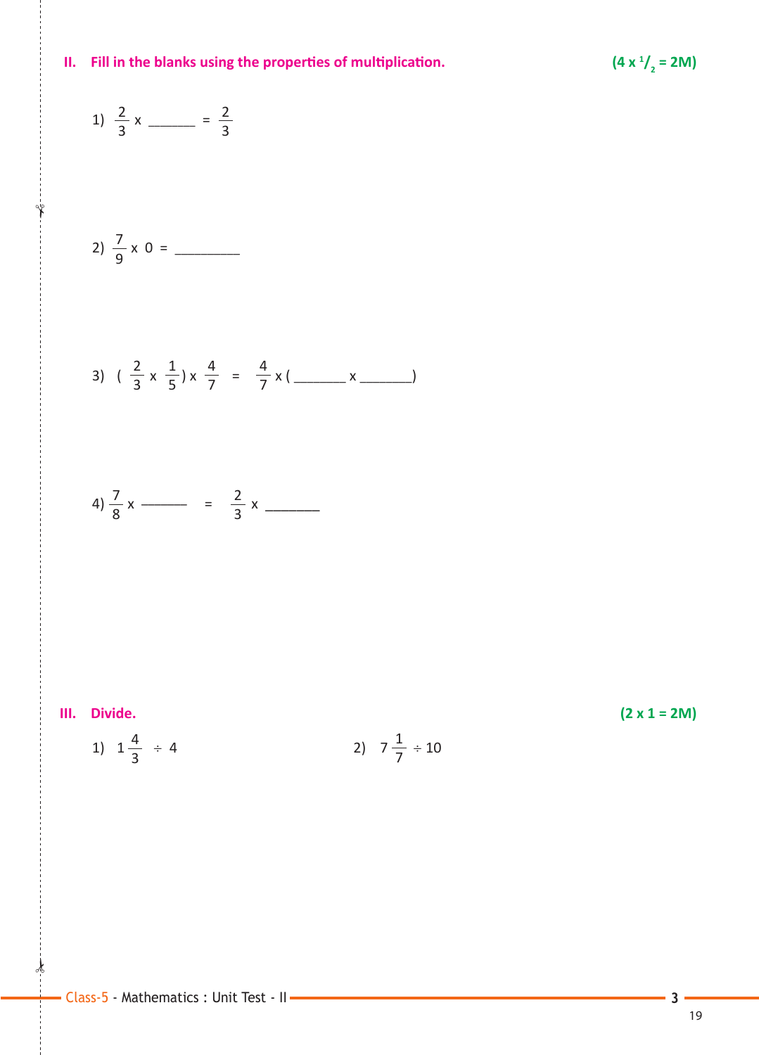## II. Fill in the blanks using the properties of multiplication. **(4 x $^1/_2$ = 2M)**

1) $\frac{2}{3}$ x ______ = $\frac{2}{3}$

2) $\frac{7}{9}$ x 0 = ________

3) ( $\frac{2}{3}$ x $\frac{1}{5}$ ) x $\frac{4}{7}$ = $\frac{4}{7}$ x ( ______ x ______ )

4) $\frac{7}{8}$ x ______ = $\frac{2}{3}$ x ______

## III. Divide. **(2 x 1 = 2M)**

1) $1\frac{4}{3} \div 4$

2) $7\frac{1}{7} \div 10$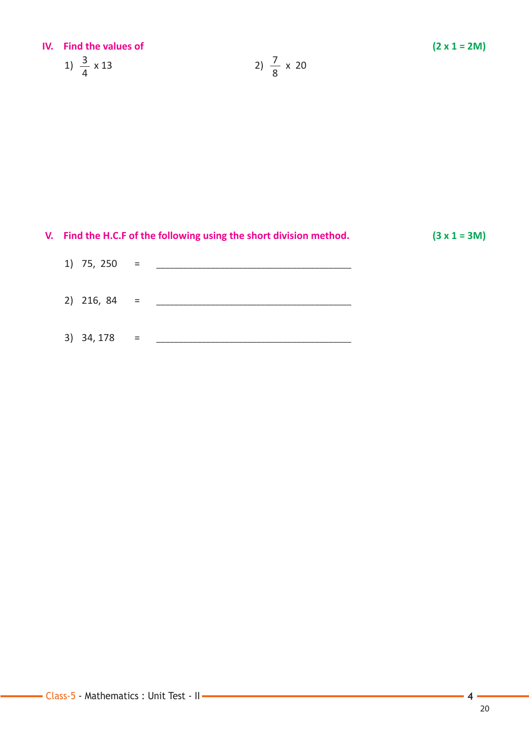**IV. Find the values of** **(2 x 1 = 2M)**

1) $\frac{3}{4} \times 13$

2) $\frac{7}{8} \times 20$

**V. Find the H.C.F of the following using the short division method.** **(3 x 1 = 3M)**

1) 75, 250 = ________________________________________

2) 216, 84 = ________________________________________

3) 34, 178 = ________________________________________